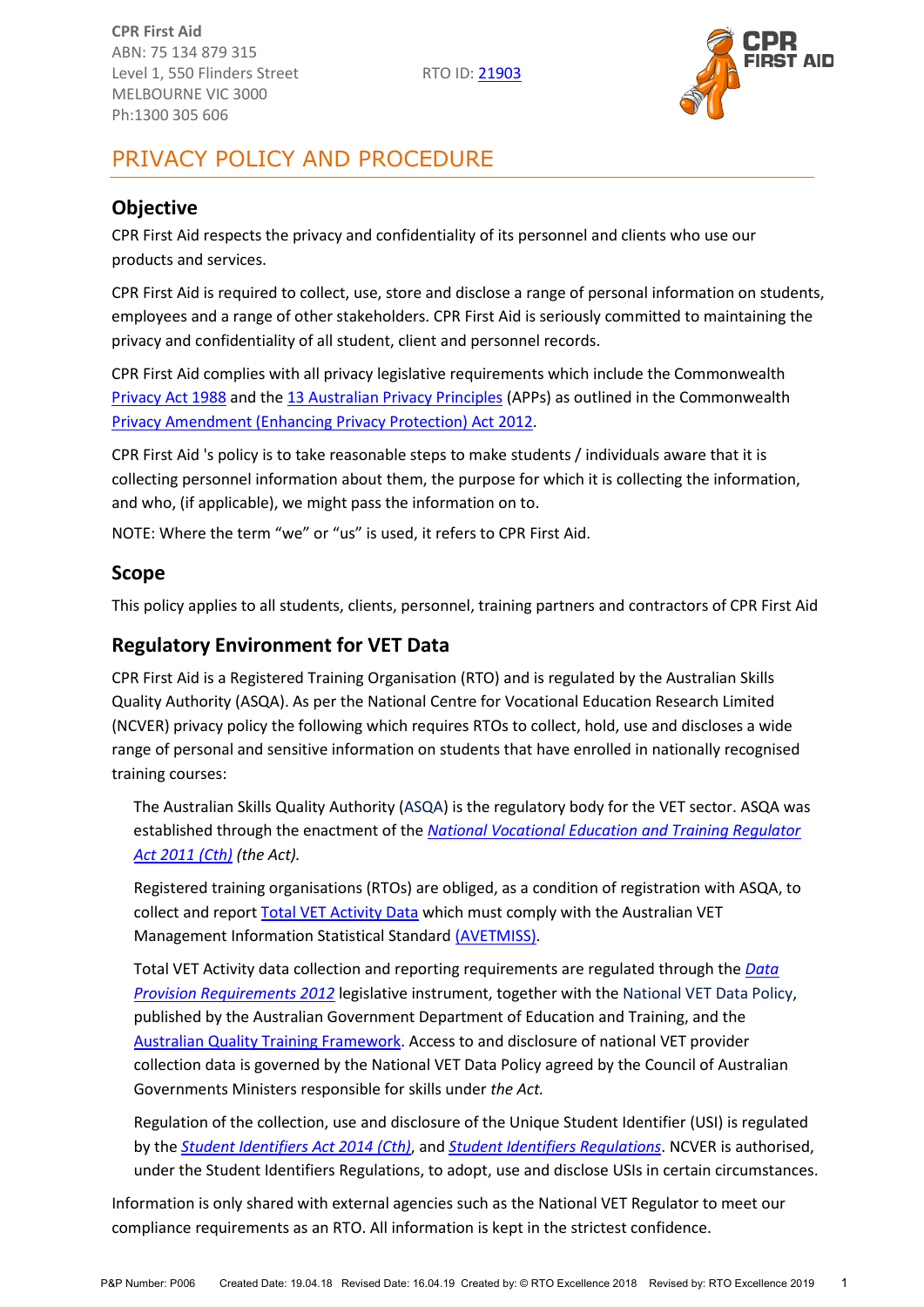CPR First Aid
ABN: 75 134 879 315
Level 1, 550 Flinders Street
MELBOURNE VIC 3000
Ph:1300 305 606

RTO ID: 21903

# PRIVACY POLICY AND PROCEDURE

## Objective

CPR First Aid respects the privacy and confidentiality of its personnel and clients who use our products and services.

CPR First Aid is required to collect, use, store and disclose a range of personal information on students, employees and a range of other stakeholders. CPR First Aid is seriously committed to maintaining the privacy and confidentiality of all student, client and personnel records.

CPR First Aid complies with all privacy legislative requirements which include the Commonwealth Privacy Act 1988 and the 13 Australian Privacy Principles (APPs) as outlined in the Commonwealth Privacy Amendment (Enhancing Privacy Protection) Act 2012.

CPR First Aid 's policy is to take reasonable steps to make students / individuals aware that it is collecting personnel information about them, the purpose for which it is collecting the information, and who, (if applicable), we might pass the information on to.

NOTE: Where the term "we" or "us" is used, it refers to CPR First Aid.

## Scope

This policy applies to all students, clients, personnel, training partners and contractors of CPR First Aid

## Regulatory Environment for VET Data

CPR First Aid is a Registered Training Organisation (RTO) and is regulated by the Australian Skills Quality Authority (ASQA). As per the National Centre for Vocational Education Research Limited (NCVER) privacy policy the following which requires RTOs to collect, hold, use and discloses a wide range of personal and sensitive information on students that have enrolled in nationally recognised training courses:

> The Australian Skills Quality Authority (ASQA) is the regulatory body for the VET sector. ASQA was established through the enactment of the *National Vocational Education and Training Regulator Act 2011 (Cth) (the Act).*
>
> Registered training organisations (RTOs) are obliged, as a condition of registration with ASQA, to collect and report Total VET Activity Data which must comply with the Australian VET Management Information Statistical Standard (AVETMISS).
>
> Total VET Activity data collection and reporting requirements are regulated through the *Data Provision Requirements 2012* legislative instrument, together with the National VET Data Policy, published by the Australian Government Department of Education and Training, and the Australian Quality Training Framework. Access to and disclosure of national VET provider collection data is governed by the National VET Data Policy agreed by the Council of Australian Governments Ministers responsible for skills under *the Act.*
>
> Regulation of the collection, use and disclosure of the Unique Student Identifier (USI) is regulated by the *Student Identifiers Act 2014 (Cth)*, and *Student Identifiers Regulations*. NCVER is authorised, under the Student Identifiers Regulations, to adopt, use and disclose USIs in certain circumstances.

Information is only shared with external agencies such as the National VET Regulator to meet our compliance requirements as an RTO. All information is kept in the strictest confidence.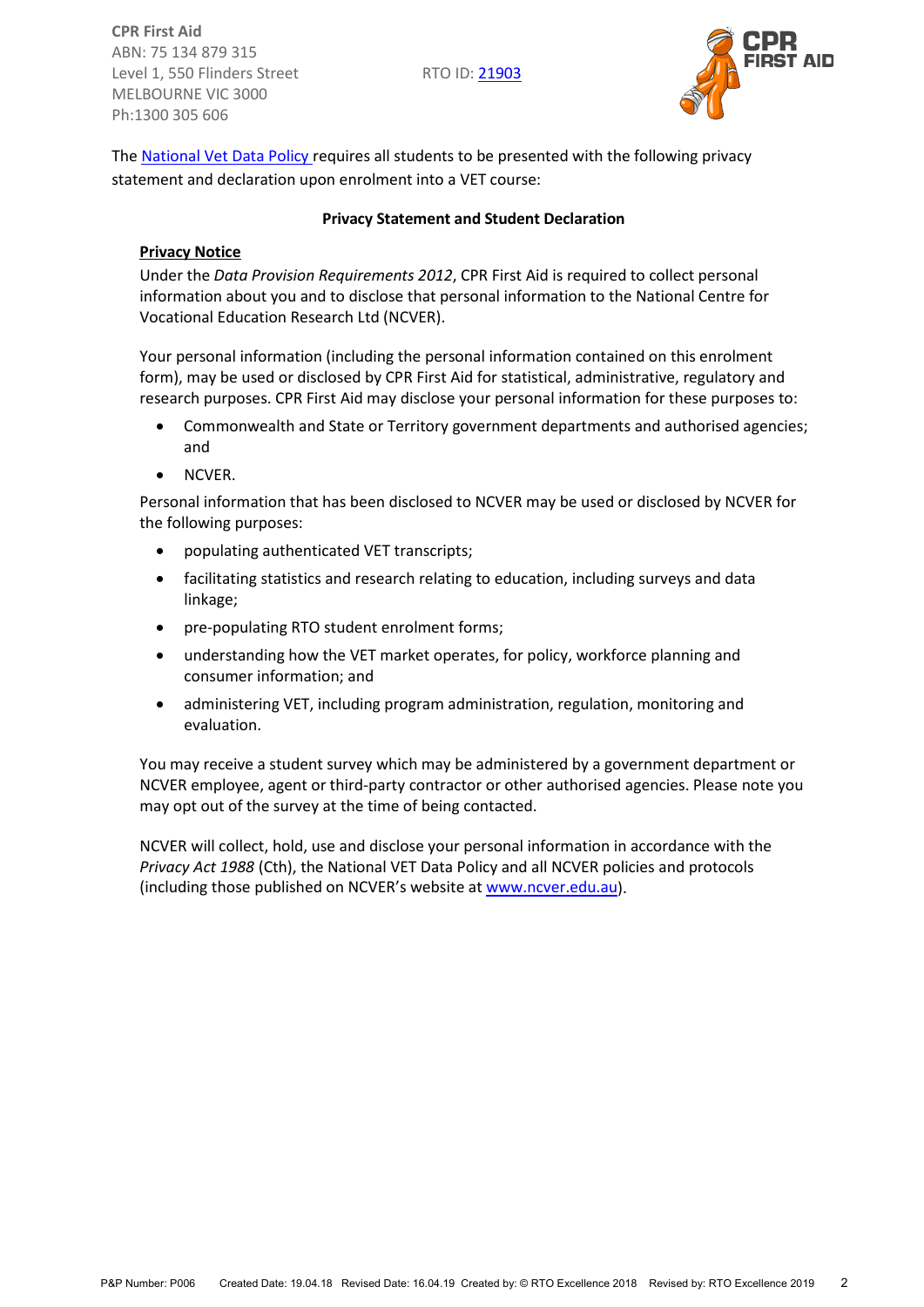CPR First Aid
ABN: 75 134 879 315
Level 1, 550 Flinders Street
MELBOURNE VIC 3000
Ph:1300 305 606

RTO ID: [21903]

The [National Vet Data Policy] requires all students to be presented with the following privacy statement and declaration upon enrolment into a VET course:

**Privacy Statement and Student Declaration**

**Privacy Notice**

Under the *Data Provision Requirements 2012*, CPR First Aid is required to collect personal information about you and to disclose that personal information to the National Centre for Vocational Education Research Ltd (NCVER).

Your personal information (including the personal information contained on this enrolment form), may be used or disclosed by CPR First Aid for statistical, administrative, regulatory and research purposes. CPR First Aid may disclose your personal information for these purposes to:

- Commonwealth and State or Territory government departments and authorised agencies; and
- NCVER.

Personal information that has been disclosed to NCVER may be used or disclosed by NCVER for the following purposes:

- populating authenticated VET transcripts;
- facilitating statistics and research relating to education, including surveys and data linkage;
- pre-populating RTO student enrolment forms;
- understanding how the VET market operates, for policy, workforce planning and consumer information; and
- administering VET, including program administration, regulation, monitoring and evaluation.

You may receive a student survey which may be administered by a government department or NCVER employee, agent or third-party contractor or other authorised agencies. Please note you may opt out of the survey at the time of being contacted.

NCVER will collect, hold, use and disclose your personal information in accordance with the *Privacy Act 1988* (Cth), the National VET Data Policy and all NCVER policies and protocols (including those published on NCVER's website at www.ncver.edu.au).

P&P Number: P006 Created Date: 19.04.18 Revised Date: 16.04.19 Created by: © RTO Excellence 2018 Revised by: RTO Excellence 2019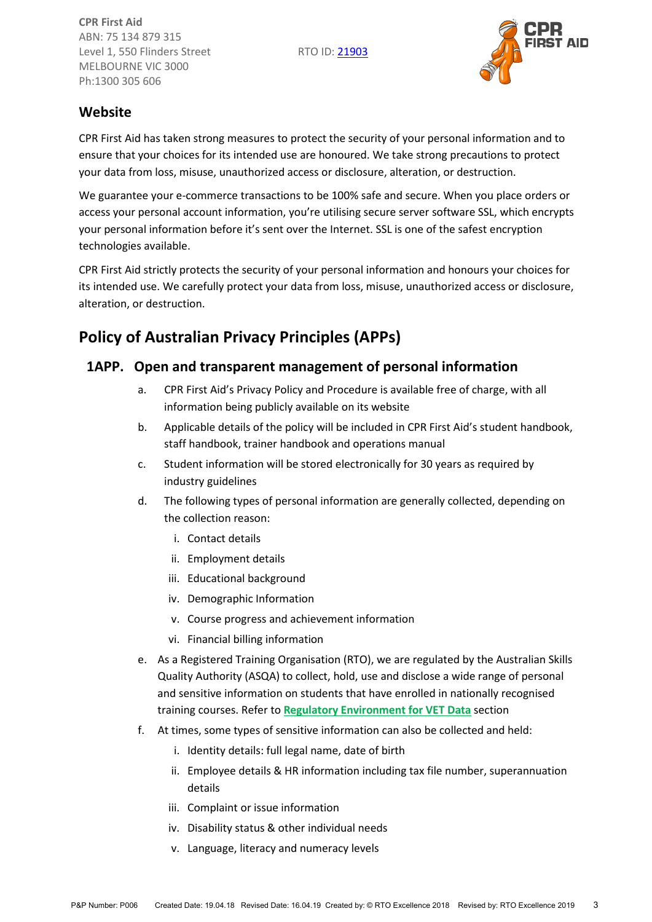## Website

CPR First Aid has taken strong measures to protect the security of your personal information and to ensure that your choices for its intended use are honoured. We take strong precautions to protect your data from loss, misuse, unauthorized access or disclosure, alteration, or destruction.

We guarantee your e-commerce transactions to be 100% safe and secure. When you place orders or access your personal account information, you're utilising secure server software SSL, which encrypts your personal information before it's sent over the Internet. SSL is one of the safest encryption technologies available.

CPR First Aid strictly protects the security of your personal information and honours your choices for its intended use. We carefully protect your data from loss, misuse, unauthorized access or disclosure, alteration, or destruction.

# Policy of Australian Privacy Principles (APPs)

## 1APP. Open and transparent management of personal information

a. CPR First Aid's Privacy Policy and Procedure is available free of charge, with all information being publicly available on its website

b. Applicable details of the policy will be included in CPR First Aid's student handbook, staff handbook, trainer handbook and operations manual

c. Student information will be stored electronically for 30 years as required by industry guidelines

d. The following types of personal information are generally collected, depending on the collection reason:

   i. Contact details
   ii. Employment details
   iii. Educational background
   iv. Demographic Information
   v. Course progress and achievement information
   vi. Financial billing information

e. As a Registered Training Organisation (RTO), we are regulated by the Australian Skills Quality Authority (ASQA) to collect, hold, use and disclose a wide range of personal and sensitive information on students that have enrolled in nationally recognised training courses. Refer to **Regulatory Environment for VET Data** section

f. At times, some types of sensitive information can also be collected and held:

   i. Identity details: full legal name, date of birth
   ii. Employee details & HR information including tax file number, superannuation details
   iii. Complaint or issue information
   iv. Disability status & other individual needs
   v. Language, literacy and numeracy levels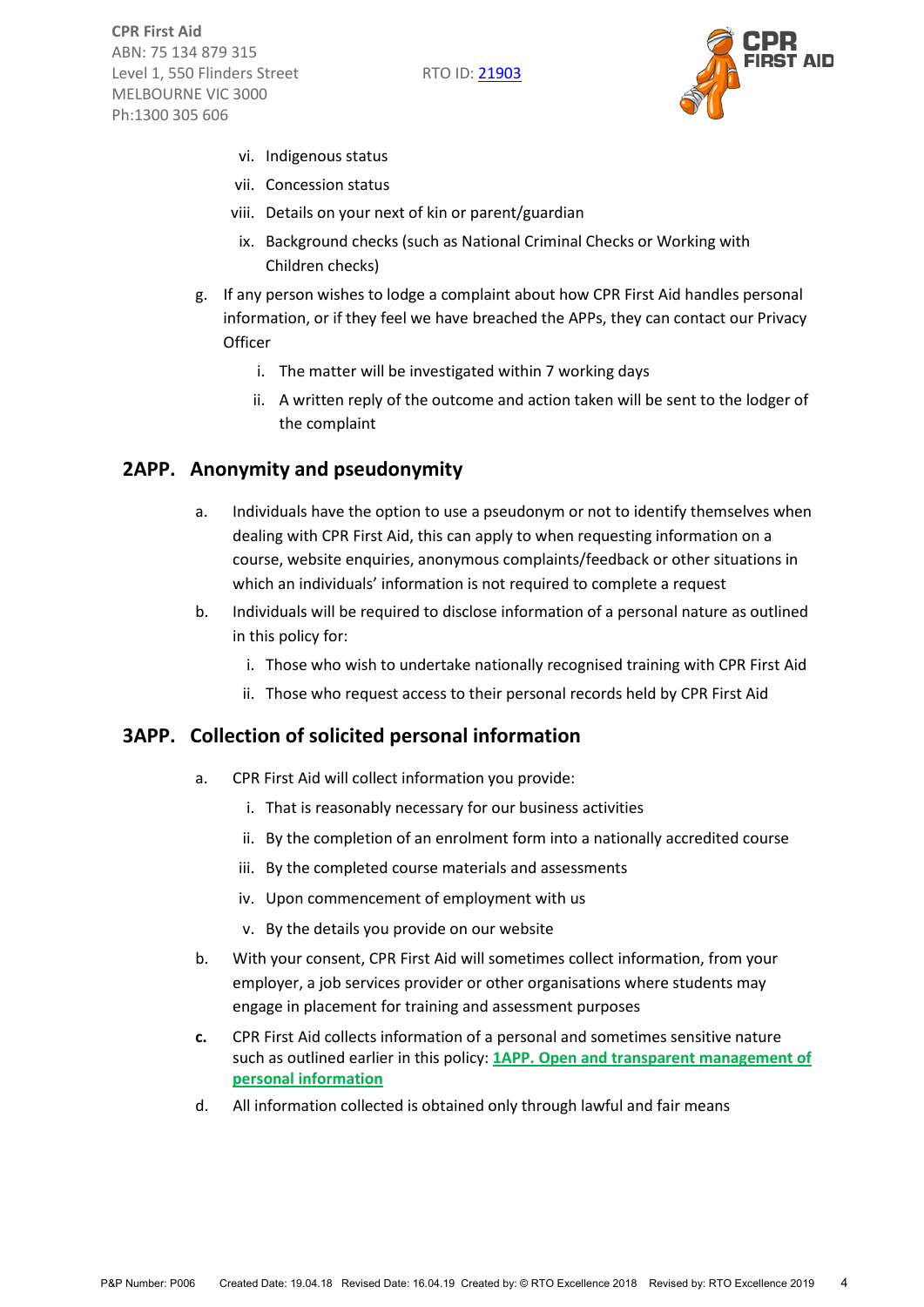vi. Indigenous status
   vii. Concession status
   viii. Details on your next of kin or parent/guardian
   ix. Background checks (such as National Criminal Checks or Working with Children checks)

g. If any person wishes to lodge a complaint about how CPR First Aid handles personal information, or if they feel we have breached the APPs, they can contact our Privacy Officer
   i. The matter will be investigated within 7 working days
   ii. A written reply of the outcome and action taken will be sent to the lodger of the complaint

## 2APP. Anonymity and pseudonymity

a. Individuals have the option to use a pseudonym or not to identify themselves when dealing with CPR First Aid, this can apply to when requesting information on a course, website enquiries, anonymous complaints/feedback or other situations in which an individuals' information is not required to complete a request

b. Individuals will be required to disclose information of a personal nature as outlined in this policy for:
   i. Those who wish to undertake nationally recognised training with CPR First Aid
   ii. Those who request access to their personal records held by CPR First Aid

## 3APP. Collection of solicited personal information

a. CPR First Aid will collect information you provide:
   i. That is reasonably necessary for our business activities
   ii. By the completion of an enrolment form into a nationally accredited course
   iii. By the completed course materials and assessments
   iv. Upon commencement of employment with us
   v. By the details you provide on our website

b. With your consent, CPR First Aid will sometimes collect information, from your employer, a job services provider or other organisations where students may engage in placement for training and assessment purposes

**c.** CPR First Aid collects information of a personal and sometimes sensitive nature such as outlined earlier in this policy: **1APP. Open and transparent management of personal information**

d. All information collected is obtained only through lawful and fair means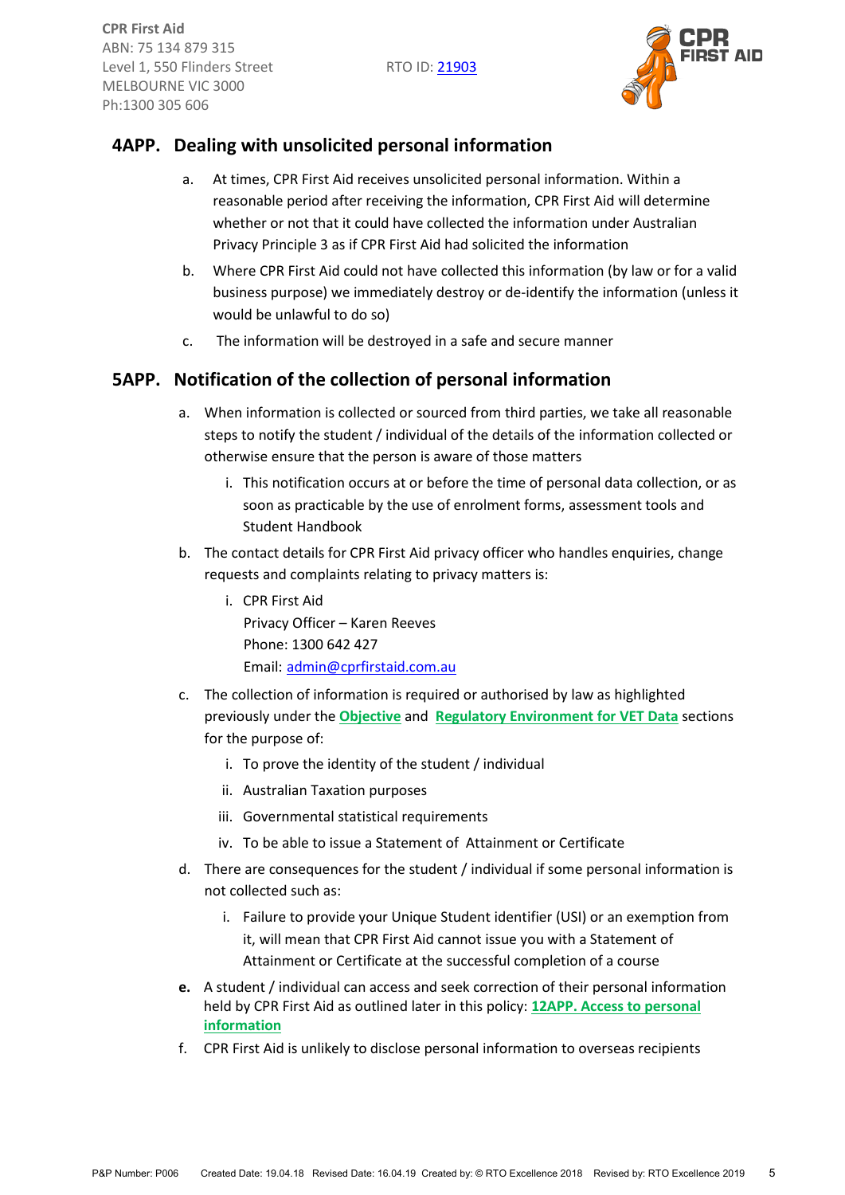## 4APP. Dealing with unsolicited personal information

a. At times, CPR First Aid receives unsolicited personal information. Within a reasonable period after receiving the information, CPR First Aid will determine whether or not that it could have collected the information under Australian Privacy Principle 3 as if CPR First Aid had solicited the information

b. Where CPR First Aid could not have collected this information (by law or for a valid business purpose) we immediately destroy or de-identify the information (unless it would be unlawful to do so)

c. The information will be destroyed in a safe and secure manner

## 5APP. Notification of the collection of personal information

a. When information is collected or sourced from third parties, we take all reasonable steps to notify the student / individual of the details of the information collected or otherwise ensure that the person is aware of those matters

   i. This notification occurs at or before the time of personal data collection, or as soon as practicable by the use of enrolment forms, assessment tools and Student Handbook

b. The contact details for CPR First Aid privacy officer who handles enquiries, change requests and complaints relating to privacy matters is:

   i. CPR First Aid
   Privacy Officer – Karen Reeves
   Phone: 1300 642 427
   Email: admin@cprfirstaid.com.au

c. The collection of information is required or authorised by law as highlighted previously under the **Objective** and **Regulatory Environment for VET Data** sections for the purpose of:

   i. To prove the identity of the student / individual
   ii. Australian Taxation purposes
   iii. Governmental statistical requirements
   iv. To be able to issue a Statement of Attainment or Certificate

d. There are consequences for the student / individual if some personal information is not collected such as:

   i. Failure to provide your Unique Student identifier (USI) or an exemption from it, will mean that CPR First Aid cannot issue you with a Statement of Attainment or Certificate at the successful completion of a course

**e.** A student / individual can access and seek correction of their personal information held by CPR First Aid as outlined later in this policy: **12APP. Access to personal information**

f. CPR First Aid is unlikely to disclose personal information to overseas recipients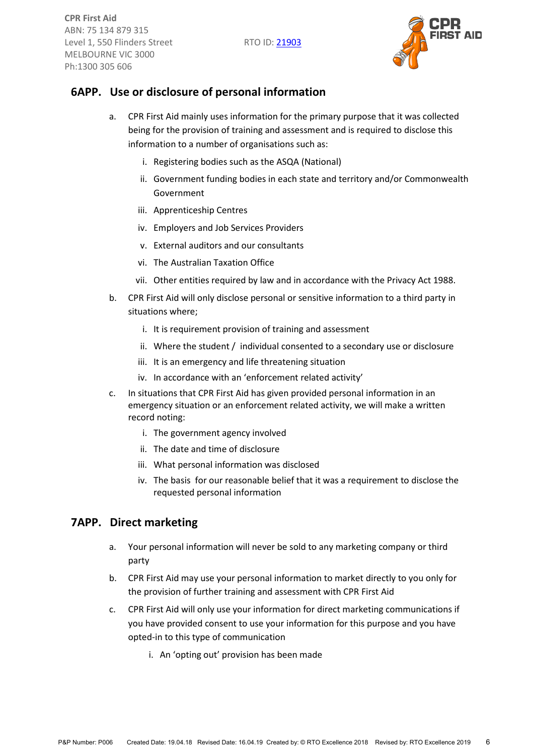## 6APP. Use or disclosure of personal information

a. CPR First Aid mainly uses information for the primary purpose that it was collected being for the provision of training and assessment and is required to disclose this information to a number of organisations such as:

   i. Registering bodies such as the ASQA (National)

   ii. Government funding bodies in each state and territory and/or Commonwealth Government

   iii. Apprenticeship Centres

   iv. Employers and Job Services Providers

   v. External auditors and our consultants

   vi. The Australian Taxation Office

   vii. Other entities required by law and in accordance with the Privacy Act 1988.

b. CPR First Aid will only disclose personal or sensitive information to a third party in situations where;

   i. It is requirement provision of training and assessment

   ii. Where the student / individual consented to a secondary use or disclosure

   iii. It is an emergency and life threatening situation

   iv. In accordance with an 'enforcement related activity'

c. In situations that CPR First Aid has given provided personal information in an emergency situation or an enforcement related activity, we will make a written record noting:

   i. The government agency involved

   ii. The date and time of disclosure

   iii. What personal information was disclosed

   iv. The basis for our reasonable belief that it was a requirement to disclose the requested personal information

## 7APP. Direct marketing

a. Your personal information will never be sold to any marketing company or third party

b. CPR First Aid may use your personal information to market directly to you only for the provision of further training and assessment with CPR First Aid

c. CPR First Aid will only use your information for direct marketing communications if you have provided consent to use your information for this purpose and you have opted-in to this type of communication

   i. An 'opting out' provision has been made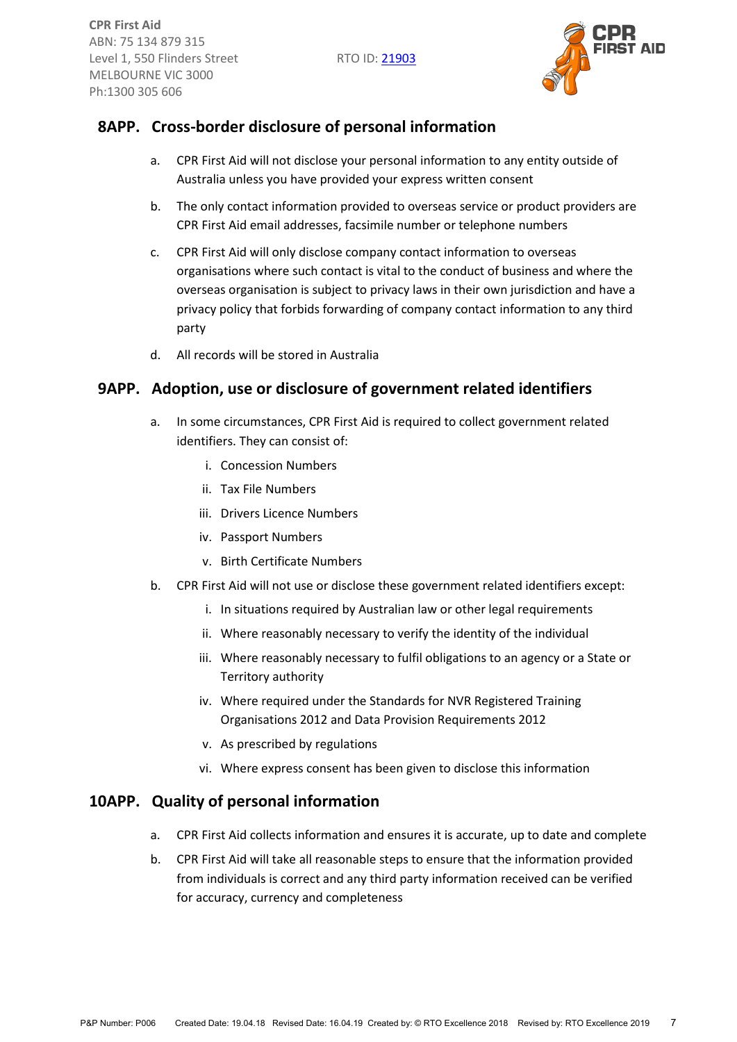## 8APP. Cross-border disclosure of personal information

a. CPR First Aid will not disclose your personal information to any entity outside of Australia unless you have provided your express written consent

b. The only contact information provided to overseas service or product providers are CPR First Aid email addresses, facsimile number or telephone numbers

c. CPR First Aid will only disclose company contact information to overseas organisations where such contact is vital to the conduct of business and where the overseas organisation is subject to privacy laws in their own jurisdiction and have a privacy policy that forbids forwarding of company contact information to any third party

d. All records will be stored in Australia

## 9APP. Adoption, use or disclosure of government related identifiers

a. In some circumstances, CPR First Aid is required to collect government related identifiers. They can consist of:

   i. Concession Numbers
   ii. Tax File Numbers
   iii. Drivers Licence Numbers
   iv. Passport Numbers
   v. Birth Certificate Numbers

b. CPR First Aid will not use or disclose these government related identifiers except:

   i. In situations required by Australian law or other legal requirements
   ii. Where reasonably necessary to verify the identity of the individual
   iii. Where reasonably necessary to fulfil obligations to an agency or a State or Territory authority
   iv. Where required under the Standards for NVR Registered Training Organisations 2012 and Data Provision Requirements 2012
   v. As prescribed by regulations
   vi. Where express consent has been given to disclose this information

## 10APP. Quality of personal information

a. CPR First Aid collects information and ensures it is accurate, up to date and complete

b. CPR First Aid will take all reasonable steps to ensure that the information provided from individuals is correct and any third party information received can be verified for accuracy, currency and completeness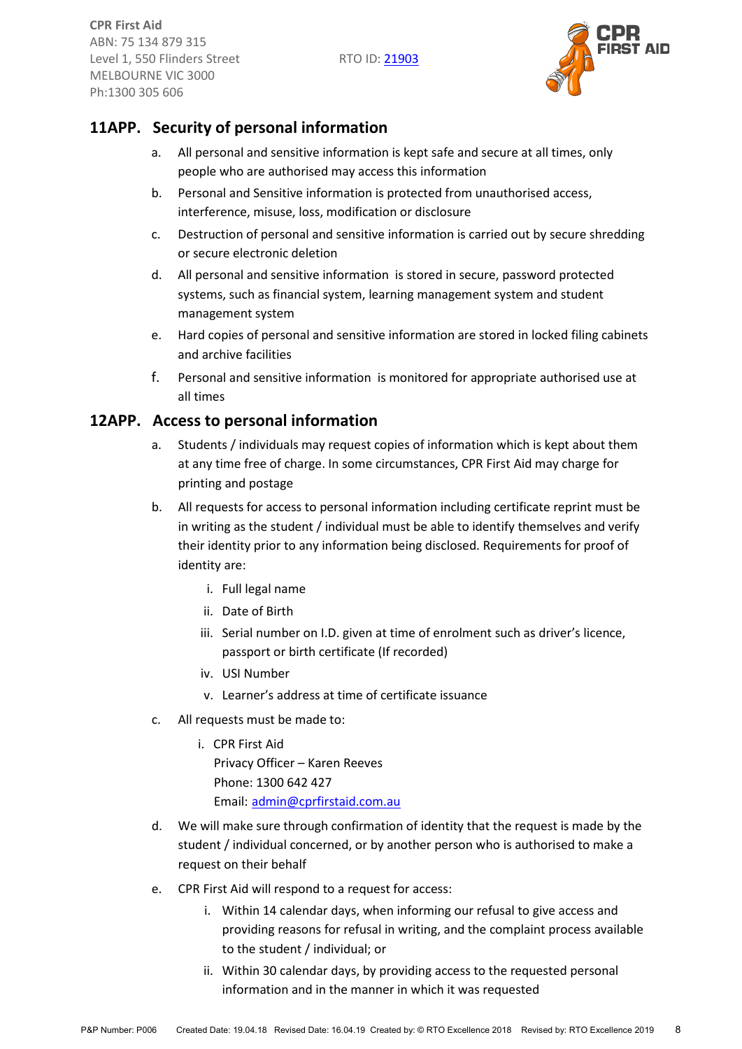## 11APP. Security of personal information

a. All personal and sensitive information is kept safe and secure at all times, only people who are authorised may access this information

b. Personal and Sensitive information is protected from unauthorised access, interference, misuse, loss, modification or disclosure

c. Destruction of personal and sensitive information is carried out by secure shredding or secure electronic deletion

d. All personal and sensitive information is stored in secure, password protected systems, such as financial system, learning management system and student management system

e. Hard copies of personal and sensitive information are stored in locked filing cabinets and archive facilities

f. Personal and sensitive information is monitored for appropriate authorised use at all times

## 12APP. Access to personal information

a. Students / individuals may request copies of information which is kept about them at any time free of charge. In some circumstances, CPR First Aid may charge for printing and postage

b. All requests for access to personal information including certificate reprint must be in writing as the student / individual must be able to identify themselves and verify their identity prior to any information being disclosed. Requirements for proof of identity are:

   i. Full legal name

   ii. Date of Birth

   iii. Serial number on I.D. given at time of enrolment such as driver's licence, passport or birth certificate (If recorded)

   iv. USI Number

   v. Learner's address at time of certificate issuance

c. All requests must be made to:

   i. CPR First Aid
   Privacy Officer – Karen Reeves
   Phone: 1300 642 427
   Email: admin@cprfirstaid.com.au

d. We will make sure through confirmation of identity that the request is made by the student / individual concerned, or by another person who is authorised to make a request on their behalf

e. CPR First Aid will respond to a request for access:

   i. Within 14 calendar days, when informing our refusal to give access and providing reasons for refusal in writing, and the complaint process available to the student / individual; or

   ii. Within 30 calendar days, by providing access to the requested personal information and in the manner in which it was requested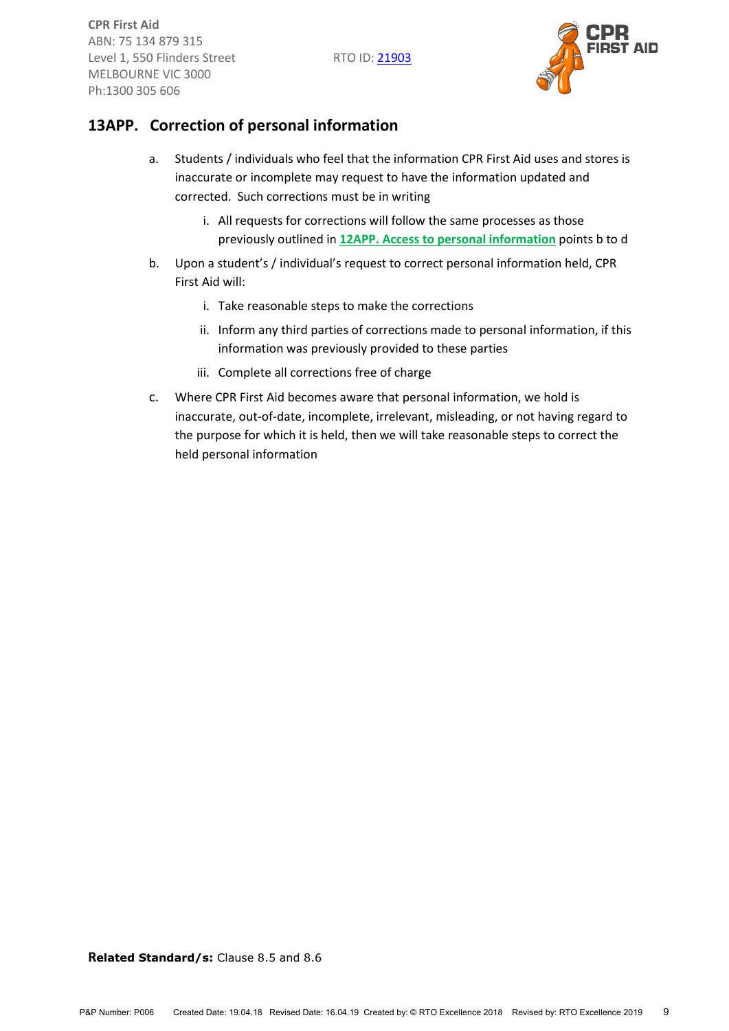## 13APP. Correction of personal information

a. Students / individuals who feel that the information CPR First Aid uses and stores is inaccurate or incomplete may request to have the information updated and corrected. Such corrections must be in writing

   i. All requests for corrections will follow the same processes as those previously outlined in **12APP. Access to personal information** points b to d

b. Upon a student's / individual's request to correct personal information held, CPR First Aid will:

   i. Take reasonable steps to make the corrections

   ii. Inform any third parties of corrections made to personal information, if this information was previously provided to these parties

   iii. Complete all corrections free of charge

c. Where CPR First Aid becomes aware that personal information, we hold is inaccurate, out-of-date, incomplete, irrelevant, misleading, or not having regard to the purpose for which it is held, then we will take reasonable steps to correct the held personal information

**Related Standard/s:** Clause 8.5 and 8.6